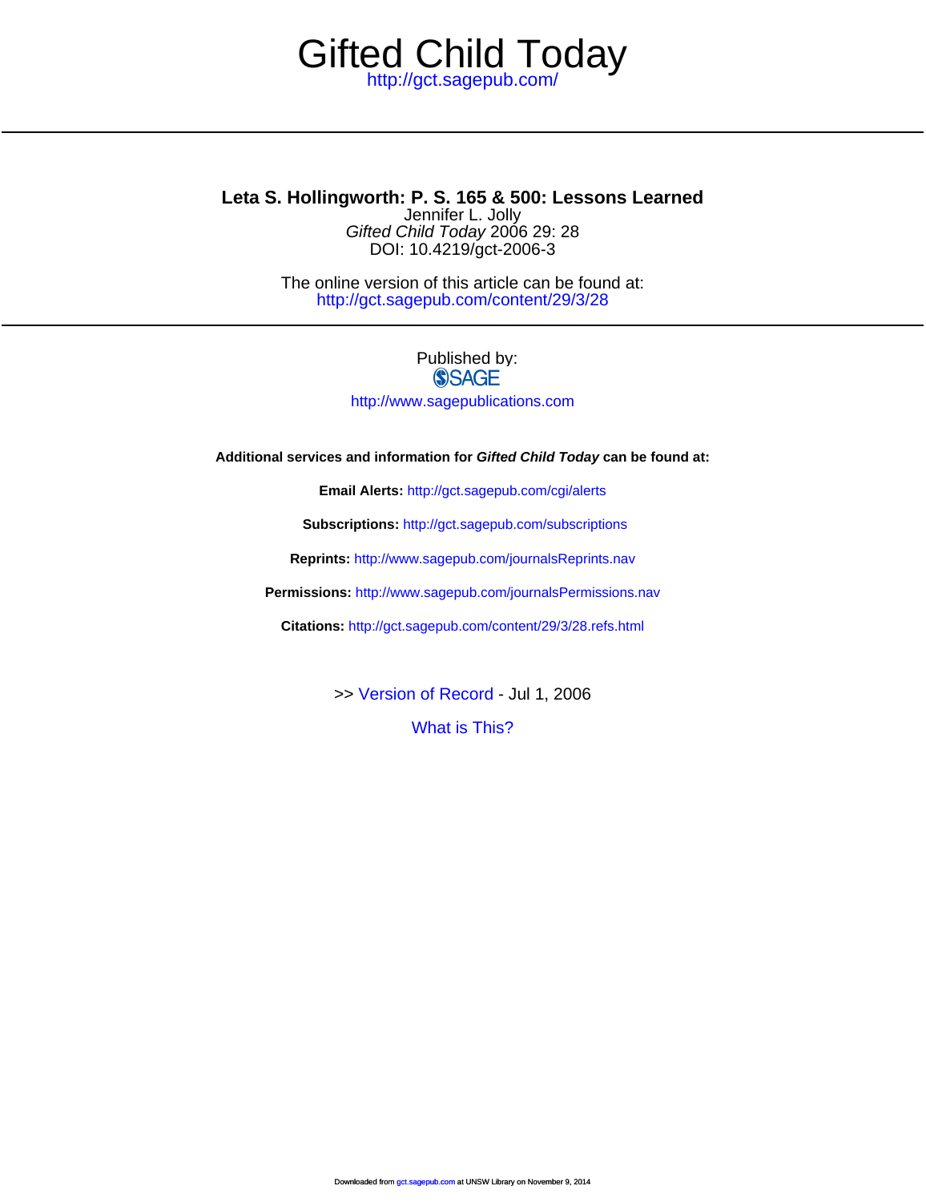# Gifted Child Today

http://gct.sagepub.com/

## Leta S. Hollingworth: P. S. 165 & 500: Lessons Learned

Jennifer L. Jolly
*Gifted Child Today* 2006 29: 28
DOI: 10.4219/gct-2006-3

The online version of this article can be found at:
http://gct.sagepub.com/content/29/3/28

Published by:
SAGE
http://www.sagepublications.com

**Additional services and information for *Gifted Child Today* can be found at:**

**Email Alerts:** http://gct.sagepub.com/cgi/alerts

**Subscriptions:** http://gct.sagepub.com/subscriptions

**Reprints:** http://www.sagepub.com/journalsReprints.nav

**Permissions:** http://www.sagepub.com/journalsPermissions.nav

**Citations:** http://gct.sagepub.com/content/29/3/28.refs.html

>> Version of Record - Jul 1, 2006

What is This?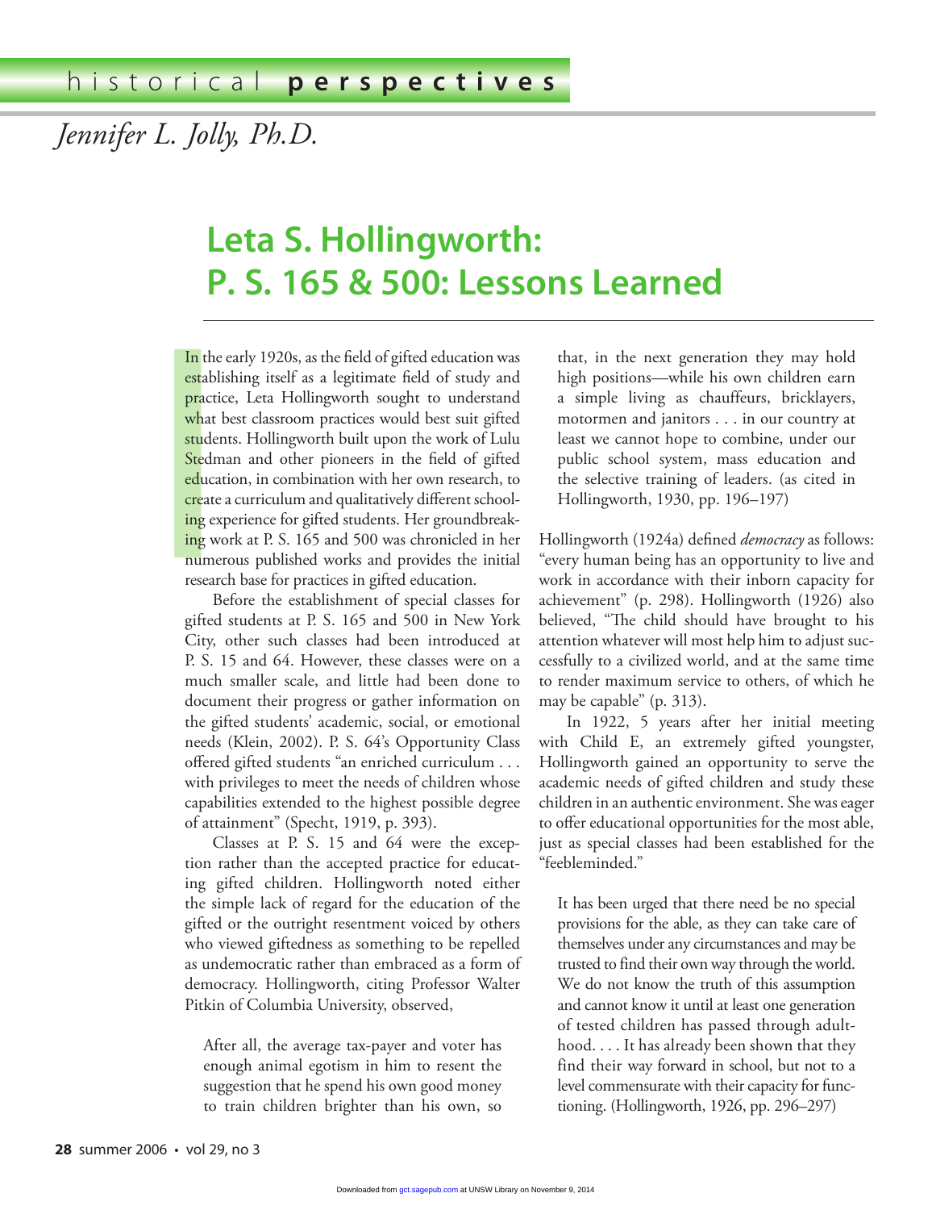historical **perspectives**

*Jennifer L. Jolly, Ph.D.*

# Leta S. Hollingworth: P. S. 165 & 500: Lessons Learned

In the early 1920s, as the field of gifted education was establishing itself as a legitimate field of study and practice, Leta Hollingworth sought to understand what best classroom practices would best suit gifted students. Hollingworth built upon the work of Lulu Stedman and other pioneers in the field of gifted education, in combination with her own research, to create a curriculum and qualitatively different schooling experience for gifted students. Her groundbreaking work at P. S. 165 and 500 was chronicled in her numerous published works and provides the initial research base for practices in gifted education.

Before the establishment of special classes for gifted students at P. S. 165 and 500 in New York City, other such classes had been introduced at P. S. 15 and 64. However, these classes were on a much smaller scale, and little had been done to document their progress or gather information on the gifted students' academic, social, or emotional needs (Klein, 2002). P. S. 64's Opportunity Class offered gifted students "an enriched curriculum . . . with privileges to meet the needs of children whose capabilities extended to the highest possible degree of attainment" (Specht, 1919, p. 393).

Classes at P. S. 15 and 64 were the exception rather than the accepted practice for educating gifted children. Hollingworth noted either the simple lack of regard for the education of the gifted or the outright resentment voiced by others who viewed giftedness as something to be repelled as undemocratic rather than embraced as a form of democracy. Hollingworth, citing Professor Walter Pitkin of Columbia University, observed,

> After all, the average tax-payer and voter has enough animal egotism in him to resent the suggestion that he spend his own good money to train children brighter than his own, so that, in the next generation they may hold high positions—while his own children earn a simple living as chauffeurs, bricklayers, motormen and janitors . . . in our country at least we cannot hope to combine, under our public school system, mass education and the selective training of leaders. (as cited in Hollingworth, 1930, pp. 196–197)

Hollingworth (1924a) defined *democracy* as follows: "every human being has an opportunity to live and work in accordance with their inborn capacity for achievement" (p. 298). Hollingworth (1926) also believed, "The child should have brought to his attention whatever will most help him to adjust successfully to a civilized world, and at the same time to render maximum service to others, of which he may be capable" (p. 313).

In 1922, 5 years after her initial meeting with Child E, an extremely gifted youngster, Hollingworth gained an opportunity to serve the academic needs of gifted children and study these children in an authentic environment. She was eager to offer educational opportunities for the most able, just as special classes had been established for the "feebleminded."

> It has been urged that there need be no special provisions for the able, as they can take care of themselves under any circumstances and may be trusted to find their own way through the world. We do not know the truth of this assumption and cannot know it until at least one generation of tested children has passed through adulthood. . . . It has already been shown that they find their way forward in school, but not to a level commensurate with their capacity for functioning. (Hollingworth, 1926, pp. 296–297)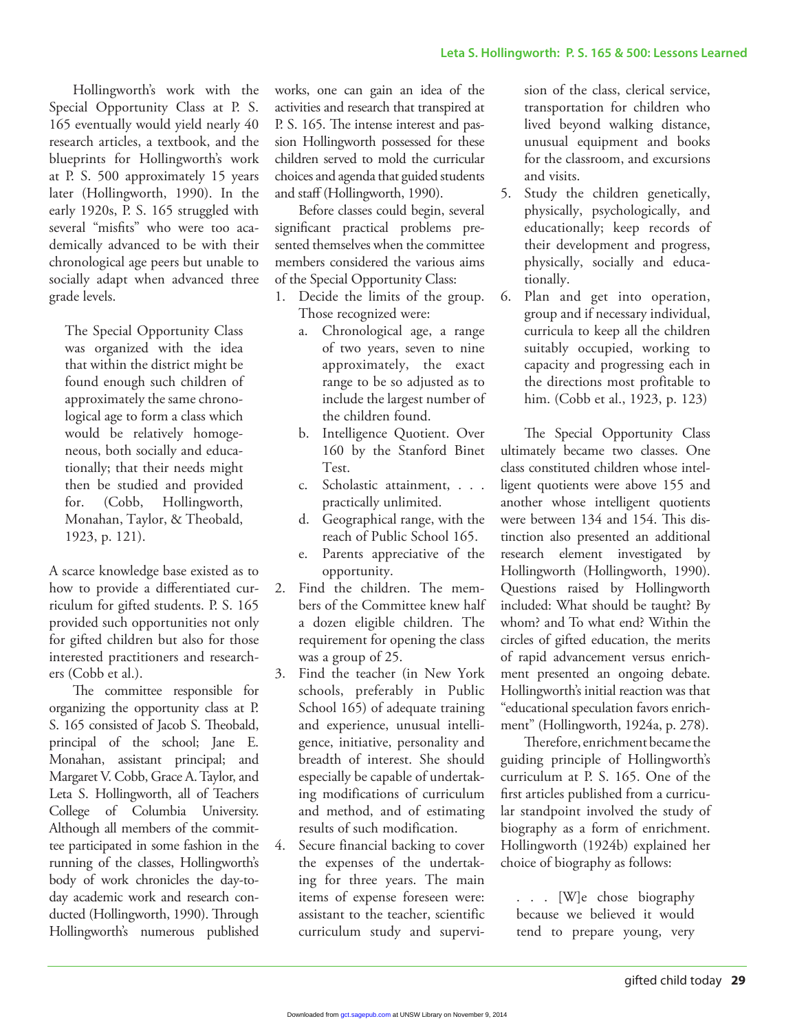Hollingworth's work with the Special Opportunity Class at P. S. 165 eventually would yield nearly 40 research articles, a textbook, and the blueprints for Hollingworth's work at P. S. 500 approximately 15 years later (Hollingworth, 1990). In the early 1920s, P. S. 165 struggled with several "misfits" who were too academically advanced to be with their chronological age peers but unable to socially adapt when advanced three grade levels.

> The Special Opportunity Class was organized with the idea that within the district might be found enough such children of approximately the same chronological age to form a class which would be relatively homogeneous, both socially and educationally; that their needs might then be studied and provided for. (Cobb, Hollingworth, Monahan, Taylor, & Theobald, 1923, p. 121).

A scarce knowledge base existed as to how to provide a differentiated curriculum for gifted students. P. S. 165 provided such opportunities not only for gifted children but also for those interested practitioners and researchers (Cobb et al.).

The committee responsible for organizing the opportunity class at P. S. 165 consisted of Jacob S. Theobald, principal of the school; Jane E. Monahan, assistant principal; and Margaret V. Cobb, Grace A. Taylor, and Leta S. Hollingworth, all of Teachers College of Columbia University. Although all members of the committee participated in some fashion in the running of the classes, Hollingworth's body of work chronicles the day-to-day academic work and research conducted (Hollingworth, 1990). Through Hollingworth's numerous published works, one can gain an idea of the activities and research that transpired at P. S. 165. The intense interest and passion Hollingworth possessed for these children served to mold the curricular choices and agenda that guided students and staff (Hollingworth, 1990).

Before classes could begin, several significant practical problems presented themselves when the committee members considered the various aims of the Special Opportunity Class:

> 1. Decide the limits of the group. Those recognized were:
>     a. Chronological age, a range of two years, seven to nine approximately, the exact range to be so adjusted as to include the largest number of the children found.
>     b. Intelligence Quotient. Over 160 by the Stanford Binet Test.
>     c. Scholastic attainment, . . . practically unlimited.
>     d. Geographical range, with the reach of Public School 165.
>     e. Parents appreciative of the opportunity.
> 2. Find the children. The members of the Committee knew half a dozen eligible children. The requirement for opening the class was a group of 25.
> 3. Find the teacher (in New York schools, preferably in Public School 165) of adequate training and experience, unusual intelligence, initiative, personality and breadth of interest. She should especially be capable of undertaking modifications of curriculum and method, and of estimating results of such modification.
> 4. Secure financial backing to cover the expenses of the undertaking for three years. The main items of expense foreseen were: assistant to the teacher, scientific curriculum study and supervision of the class, clerical service, transportation for children who lived beyond walking distance, unusual equipment and books for the classroom, and excursions and visits.
> 5. Study the children genetically, physically, psychologically, and educationally; keep records of their development and progress, physically, socially and educationally.
> 6. Plan and get into operation, group and if necessary individual, curricula to keep all the children suitably occupied, working to capacity and progressing each in the directions most profitable to him. (Cobb et al., 1923, p. 123)

The Special Opportunity Class ultimately became two classes. One class constituted children whose intelligent quotients were above 155 and another whose intelligent quotients were between 134 and 154. This distinction also presented an additional research element investigated by Hollingworth (Hollingworth, 1990). Questions raised by Hollingworth included: What should be taught? By whom? and To what end? Within the circles of gifted education, the merits of rapid advancement versus enrichment presented an ongoing debate. Hollingworth's initial reaction was that "educational speculation favors enrichment" (Hollingworth, 1924a, p. 278).

Therefore, enrichment became the guiding principle of Hollingworth's curriculum at P. S. 165. One of the first articles published from a curricular standpoint involved the study of biography as a form of enrichment. Hollingworth (1924b) explained her choice of biography as follows:

> . . . [W]e chose biography because we believed it would tend to prepare young, very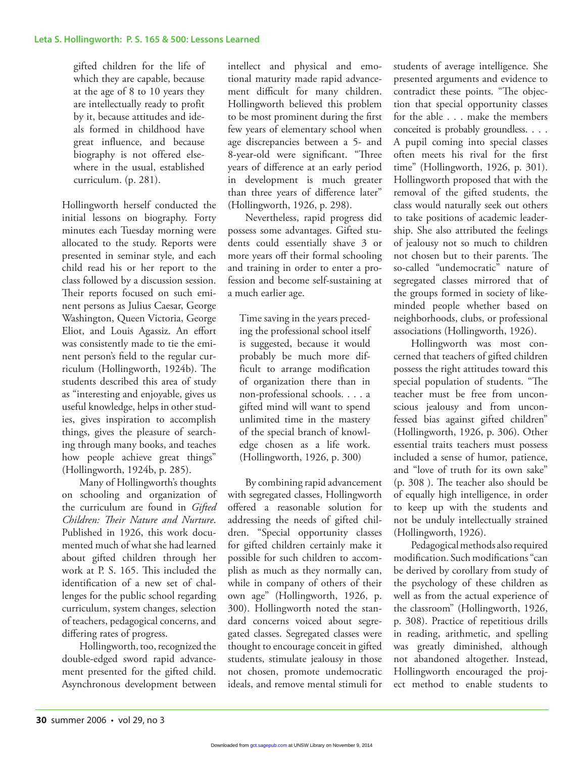> gifted children for the life of which they are capable, because at the age of 8 to 10 years they are intellectually ready to profit by it, because attitudes and ideals formed in childhood have great influence, and because biography is not offered elsewhere in the usual, established curriculum. (p. 281).

Hollingworth herself conducted the initial lessons on biography. Forty minutes each Tuesday morning were allocated to the study. Reports were presented in seminar style, and each child read his or her report to the class followed by a discussion session. Their reports focused on such eminent persons as Julius Caesar, George Washington, Queen Victoria, George Eliot, and Louis Agassiz. An effort was consistently made to tie the eminent person's field to the regular curriculum (Hollingworth, 1924b). The students described this area of study as "interesting and enjoyable, gives us useful knowledge, helps in other studies, gives inspiration to accomplish things, gives the pleasure of searching through many books, and teaches how people achieve great things" (Hollingworth, 1924b, p. 285).

Many of Hollingworth's thoughts on schooling and organization of the curriculum are found in *Gifted Children: Their Nature and Nurture*. Published in 1926, this work documented much of what she had learned about gifted children through her work at P. S. 165. This included the identification of a new set of challenges for the public school regarding curriculum, system changes, selection of teachers, pedagogical concerns, and differing rates of progress.

Hollingworth, too, recognized the double-edged sword rapid advancement presented for the gifted child. Asynchronous development between intellect and physical and emotional maturity made rapid advancement difficult for many children. Hollingworth believed this problem to be most prominent during the first few years of elementary school when age discrepancies between a 5- and 8-year-old were significant. "Three years of difference at an early period in development is much greater than three years of difference later" (Hollingworth, 1926, p. 298).

Nevertheless, rapid progress did possess some advantages. Gifted students could essentially shave 3 or more years off their formal schooling and training in order to enter a profession and become self-sustaining at a much earlier age.

> Time saving in the years preceding the professional school itself is suggested, because it would probably be much more difficult to arrange modification of organization there than in non-professional schools. . . . a gifted mind will want to spend unlimited time in the mastery of the special branch of knowledge chosen as a life work. (Hollingworth, 1926, p. 300)

By combining rapid advancement with segregated classes, Hollingworth offered a reasonable solution for addressing the needs of gifted children. "Special opportunity classes for gifted children certainly make it possible for such children to accomplish as much as they normally can, while in company of others of their own age" (Hollingworth, 1926, p. 300). Hollingworth noted the standard concerns voiced about segregated classes. Segregated classes were thought to encourage conceit in gifted students, stimulate jealousy in those not chosen, promote undemocratic ideals, and remove mental stimuli for students of average intelligence. She presented arguments and evidence to contradict these points. "The objection that special opportunity classes for the able . . . make the members conceited is probably groundless. . . . A pupil coming into special classes often meets his rival for the first time" (Hollingworth, 1926, p. 301). Hollingworth proposed that with the removal of the gifted students, the class would naturally seek out others to take positions of academic leadership. She also attributed the feelings of jealousy not so much to children not chosen but to their parents. The so-called "undemocratic" nature of segregated classes mirrored that of the groups formed in society of like-minded people whether based on neighborhoods, clubs, or professional associations (Hollingworth, 1926).

Hollingworth was most concerned that teachers of gifted children possess the right attitudes toward this special population of students. "The teacher must be free from unconscious jealousy and from unconfessed bias against gifted children" (Hollingworth, 1926, p. 306). Other essential traits teachers must possess included a sense of humor, patience, and "love of truth for its own sake" (p. 308 ). The teacher also should be of equally high intelligence, in order to keep up with the students and not be unduly intellectually strained (Hollingworth, 1926).

Pedagogical methods also required modification. Such modifications "can be derived by corollary from study of the psychology of these children as well as from the actual experience of the classroom" (Hollingworth, 1926, p. 308). Practice of repetitious drills in reading, arithmetic, and spelling was greatly diminished, although not abandoned altogether. Instead, Hollingworth encouraged the project method to enable students to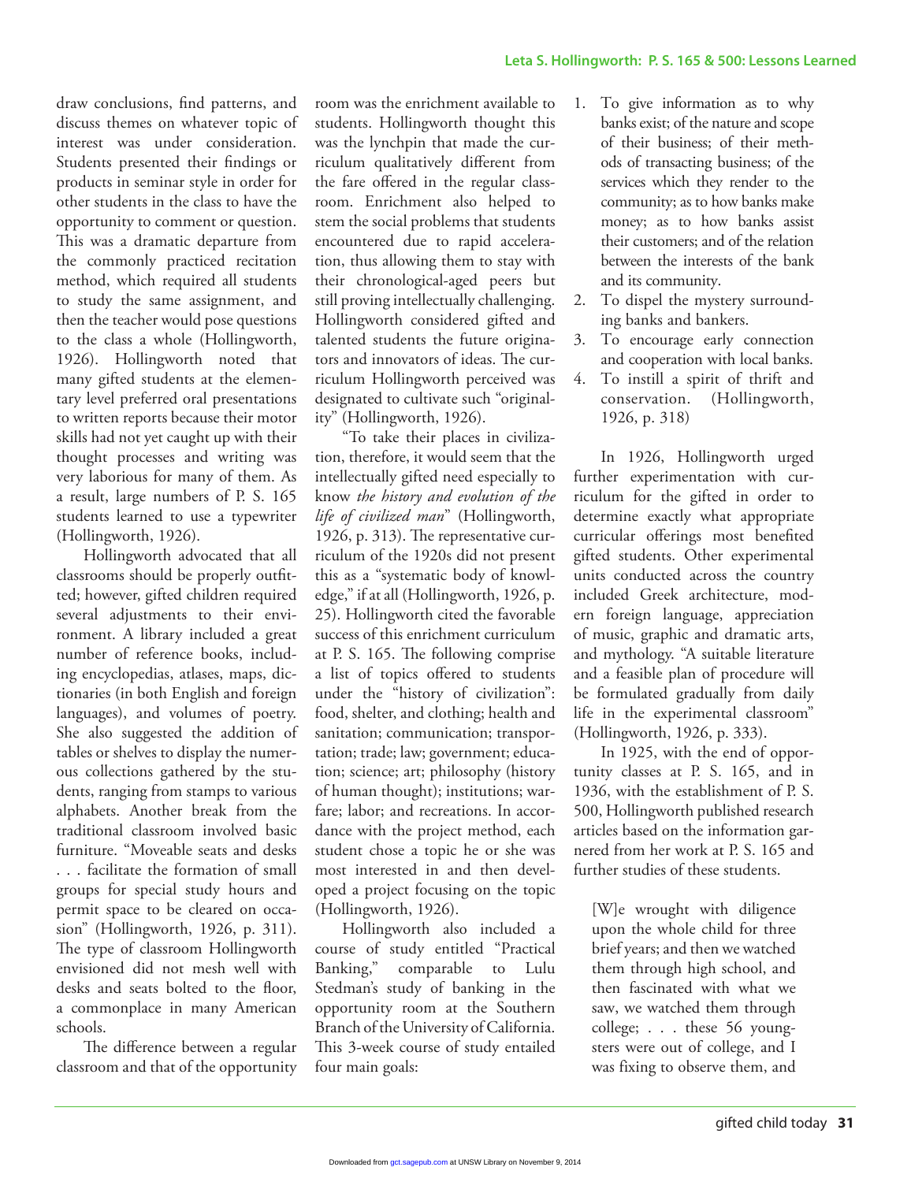draw conclusions, find patterns, and discuss themes on whatever topic of interest was under consideration. Students presented their findings or products in seminar style in order for other students in the class to have the opportunity to comment or question. This was a dramatic departure from the commonly practiced recitation method, which required all students to study the same assignment, and then the teacher would pose questions to the class a whole (Hollingworth, 1926). Hollingworth noted that many gifted students at the elementary level preferred oral presentations to written reports because their motor skills had not yet caught up with their thought processes and writing was very laborious for many of them. As a result, large numbers of P. S. 165 students learned to use a typewriter (Hollingworth, 1926).

Hollingworth advocated that all classrooms should be properly outfitted; however, gifted children required several adjustments to their environment. A library included a great number of reference books, including encyclopedias, atlases, maps, dictionaries (in both English and foreign languages), and volumes of poetry. She also suggested the addition of tables or shelves to display the numerous collections gathered by the students, ranging from stamps to various alphabets. Another break from the traditional classroom involved basic furniture. "Moveable seats and desks . . . facilitate the formation of small groups for special study hours and permit space to be cleared on occasion" (Hollingworth, 1926, p. 311). The type of classroom Hollingworth envisioned did not mesh well with desks and seats bolted to the floor, a commonplace in many American schools.

The difference between a regular classroom and that of the opportunity room was the enrichment available to students. Hollingworth thought this was the lynchpin that made the curriculum qualitatively different from the fare offered in the regular classroom. Enrichment also helped to stem the social problems that students encountered due to rapid acceleration, thus allowing them to stay with their chronological-aged peers but still proving intellectually challenging. Hollingworth considered gifted and talented students the future originators and innovators of ideas. The curriculum Hollingworth perceived was designated to cultivate such "originality" (Hollingworth, 1926).

"To take their places in civilization, therefore, it would seem that the intellectually gifted need especially to know *the history and evolution of the life of civilized man*" (Hollingworth, 1926, p. 313). The representative curriculum of the 1920s did not present this as a "systematic body of knowledge," if at all (Hollingworth, 1926, p. 25). Hollingworth cited the favorable success of this enrichment curriculum at P. S. 165. The following comprise a list of topics offered to students under the "history of civilization": food, shelter, and clothing; health and sanitation; communication; transportation; trade; law; government; education; science; art; philosophy (history of human thought); institutions; warfare; labor; and recreations. In accordance with the project method, each student chose a topic he or she was most interested in and then developed a project focusing on the topic (Hollingworth, 1926).

Hollingworth also included a course of study entitled "Practical Banking," comparable to Lulu Stedman's study of banking in the opportunity room at the Southern Branch of the University of California. This 3-week course of study entailed four main goals:

1. To give information as to why banks exist; of the nature and scope of their business; of their methods of transacting business; of the services which they render to the community; as to how banks make money; as to how banks assist their customers; and of the relation between the interests of the bank and its community.
2. To dispel the mystery surrounding banks and bankers.
3. To encourage early connection and cooperation with local banks.
4. To instill a spirit of thrift and conservation. (Hollingworth, 1926, p. 318)

In 1926, Hollingworth urged further experimentation with curriculum for the gifted in order to determine exactly what appropriate curricular offerings most benefited gifted students. Other experimental units conducted across the country included Greek architecture, modern foreign language, appreciation of music, graphic and dramatic arts, and mythology. "A suitable literature and a feasible plan of procedure will be formulated gradually from daily life in the experimental classroom" (Hollingworth, 1926, p. 333).

In 1925, with the end of opportunity classes at P. S. 165, and in 1936, with the establishment of P. S. 500, Hollingworth published research articles based on the information garnered from her work at P. S. 165 and further studies of these students.

> [W]e wrought with diligence upon the whole child for three brief years; and then we watched them through high school, and then fascinated with what we saw, we watched them through college; . . . these 56 youngsters were out of college, and I was fixing to observe them, and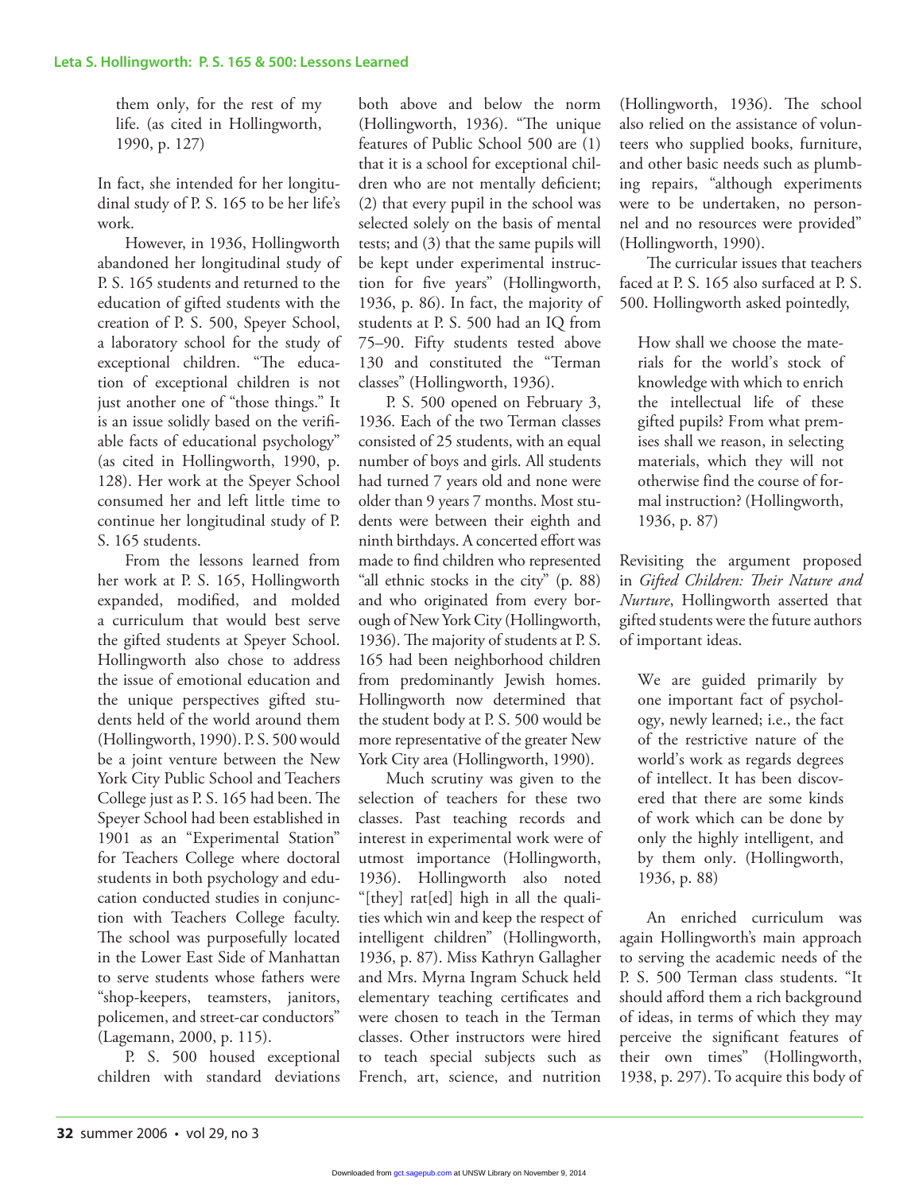them only, for the rest of my life. (as cited in Hollingworth, 1990, p. 127)

In fact, she intended for her longitudinal study of P. S. 165 to be her life's work.

However, in 1936, Hollingworth abandoned her longitudinal study of P. S. 165 students and returned to the education of gifted students with the creation of P. S. 500, Speyer School, a laboratory school for the study of exceptional children. "The education of exceptional children is not just another one of "those things." It is an issue solidly based on the verifiable facts of educational psychology" (as cited in Hollingworth, 1990, p. 128). Her work at the Speyer School consumed her and left little time to continue her longitudinal study of P. S. 165 students.

From the lessons learned from her work at P. S. 165, Hollingworth expanded, modified, and molded a curriculum that would best serve the gifted students at Speyer School. Hollingworth also chose to address the issue of emotional education and the unique perspectives gifted students held of the world around them (Hollingworth, 1990). P. S. 500 would be a joint venture between the New York City Public School and Teachers College just as P. S. 165 had been. The Speyer School had been established in 1901 as an "Experimental Station" for Teachers College where doctoral students in both psychology and education conducted studies in conjunction with Teachers College faculty. The school was purposefully located in the Lower East Side of Manhattan to serve students whose fathers were "shop-keepers, teamsters, janitors, policemen, and street-car conductors" (Lagemann, 2000, p. 115).

P. S. 500 housed exceptional children with standard deviations both above and below the norm (Hollingworth, 1936). "The unique features of Public School 500 are (1) that it is a school for exceptional children who are not mentally deficient; (2) that every pupil in the school was selected solely on the basis of mental tests; and (3) that the same pupils will be kept under experimental instruction for five years" (Hollingworth, 1936, p. 86). In fact, the majority of students at P. S. 500 had an IQ from 75–90. Fifty students tested above 130 and constituted the "Terman classes" (Hollingworth, 1936).

P. S. 500 opened on February 3, 1936. Each of the two Terman classes consisted of 25 students, with an equal number of boys and girls. All students had turned 7 years old and none were older than 9 years 7 months. Most students were between their eighth and ninth birthdays. A concerted effort was made to find children who represented "all ethnic stocks in the city" (p. 88) and who originated from every borough of New York City (Hollingworth, 1936). The majority of students at P. S. 165 had been neighborhood children from predominantly Jewish homes. Hollingworth now determined that the student body at P. S. 500 would be more representative of the greater New York City area (Hollingworth, 1990).

Much scrutiny was given to the selection of teachers for these two classes. Past teaching records and interest in experimental work were of utmost importance (Hollingworth, 1936). Hollingworth also noted "[they] rat[ed] high in all the qualities which win and keep the respect of intelligent children" (Hollingworth, 1936, p. 87). Miss Kathryn Gallagher and Mrs. Myrna Ingram Schuck held elementary teaching certificates and were chosen to teach in the Terman classes. Other instructors were hired to teach special subjects such as French, art, science, and nutrition (Hollingworth, 1936). The school also relied on the assistance of volunteers who supplied books, furniture, and other basic needs such as plumbing repairs, "although experiments were to be undertaken, no personnel and no resources were provided" (Hollingworth, 1990).

The curricular issues that teachers faced at P. S. 165 also surfaced at P. S. 500. Hollingworth asked pointedly,

> How shall we choose the materials for the world's stock of knowledge with which to enrich the intellectual life of these gifted pupils? From what premises shall we reason, in selecting materials, which they will not otherwise find the course of formal instruction? (Hollingworth, 1936, p. 87)

Revisiting the argument proposed in *Gifted Children: Their Nature and Nurture*, Hollingworth asserted that gifted students were the future authors of important ideas.

> We are guided primarily by one important fact of psychology, newly learned; i.e., the fact of the restrictive nature of the world's work as regards degrees of intellect. It has been discovered that there are some kinds of work which can be done by only the highly intelligent, and by them only. (Hollingworth, 1936, p. 88)

An enriched curriculum was again Hollingworth's main approach to serving the academic needs of the P. S. 500 Terman class students. "It should afford them a rich background of ideas, in terms of which they may perceive the significant features of their own times" (Hollingworth, 1938, p. 297). To acquire this body of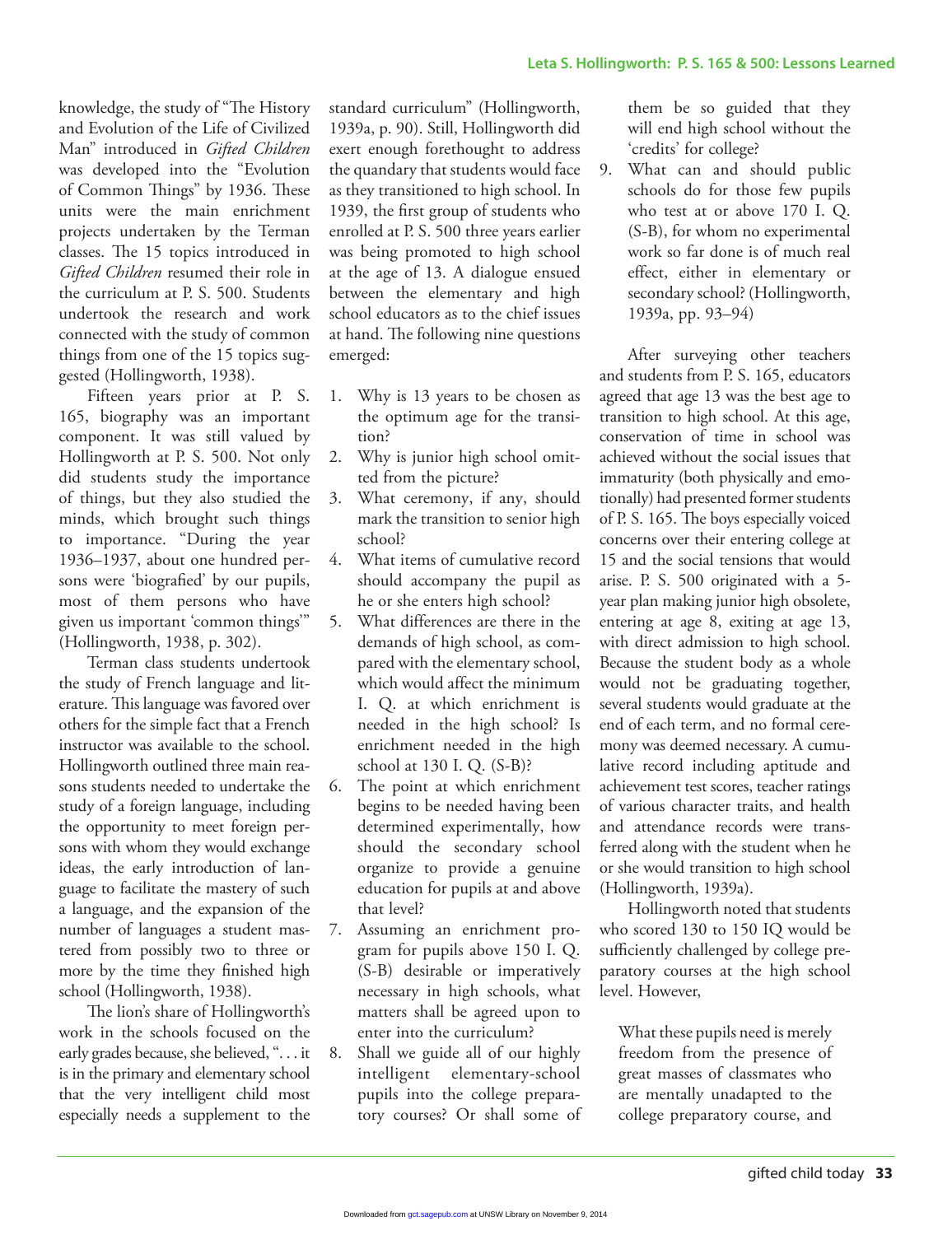knowledge, the study of "The History and Evolution of the Life of Civilized Man" introduced in *Gifted Children* was developed into the "Evolution of Common Things" by 1936. These units were the main enrichment projects undertaken by the Terman classes. The 15 topics introduced in *Gifted Children* resumed their role in the curriculum at P. S. 500. Students undertook the research and work connected with the study of common things from one of the 15 topics suggested (Hollingworth, 1938).

Fifteen years prior at P. S. 165, biography was an important component. It was still valued by Hollingworth at P. S. 500. Not only did students study the importance of things, but they also studied the minds, which brought such things to importance. "During the year 1936–1937, about one hundred persons were 'biografied' by our pupils, most of them persons who have given us important 'common things'" (Hollingworth, 1938, p. 302).

Terman class students undertook the study of French language and literature. This language was favored over others for the simple fact that a French instructor was available to the school. Hollingworth outlined three main reasons students needed to undertake the study of a foreign language, including the opportunity to meet foreign persons with whom they would exchange ideas, the early introduction of language to facilitate the mastery of such a language, and the expansion of the number of languages a student mastered from possibly two to three or more by the time they finished high school (Hollingworth, 1938).

The lion's share of Hollingworth's work in the schools focused on the early grades because, she believed, ". . . it is in the primary and elementary school that the very intelligent child most especially needs a supplement to the standard curriculum" (Hollingworth, 1939a, p. 90). Still, Hollingworth did exert enough forethought to address the quandary that students would face as they transitioned to high school. In 1939, the first group of students who enrolled at P. S. 500 three years earlier was being promoted to high school at the age of 13. A dialogue ensued between the elementary and high school educators as to the chief issues at hand. The following nine questions emerged:

> 1. Why is 13 years to be chosen as the optimum age for the transition?
> 2. Why is junior high school omitted from the picture?
> 3. What ceremony, if any, should mark the transition to senior high school?
> 4. What items of cumulative record should accompany the pupil as he or she enters high school?
> 5. What differences are there in the demands of high school, as compared with the elementary school, which would affect the minimum I. Q. at which enrichment is needed in the high school? Is enrichment needed in the high school at 130 I. Q. (S-B)?
> 6. The point at which enrichment begins to be needed having been determined experimentally, how should the secondary school organize to provide a genuine education for pupils at and above that level?
> 7. Assuming an enrichment program for pupils above 150 I. Q. (S-B) desirable or imperatively necessary in high schools, what matters shall be agreed upon to enter into the curriculum?
> 8. Shall we guide all of our highly intelligent elementary-school pupils into the college preparatory courses? Or shall some of them be so guided that they will end high school without the 'credits' for college?
> 9. What can and should public schools do for those few pupils who test at or above 170 I. Q. (S-B), for whom no experimental work so far done is of much real effect, either in elementary or secondary school? (Hollingworth, 1939a, pp. 93–94)

After surveying other teachers and students from P. S. 165, educators agreed that age 13 was the best age to transition to high school. At this age, conservation of time in school was achieved without the social issues that immaturity (both physically and emotionally) had presented former students of P. S. 165. The boys especially voiced concerns over their entering college at 15 and the social tensions that would arise. P. S. 500 originated with a 5-year plan making junior high obsolete, entering at age 8, exiting at age 13, with direct admission to high school. Because the student body as a whole would not be graduating together, several students would graduate at the end of each term, and no formal ceremony was deemed necessary. A cumulative record including aptitude and achievement test scores, teacher ratings of various character traits, and health and attendance records were transferred along with the student when he or she would transition to high school (Hollingworth, 1939a).

Hollingworth noted that students who scored 130 to 150 IQ would be sufficiently challenged by college preparatory courses at the high school level. However,

> What these pupils need is merely freedom from the presence of great masses of classmates who are mentally unadapted to the college preparatory course, and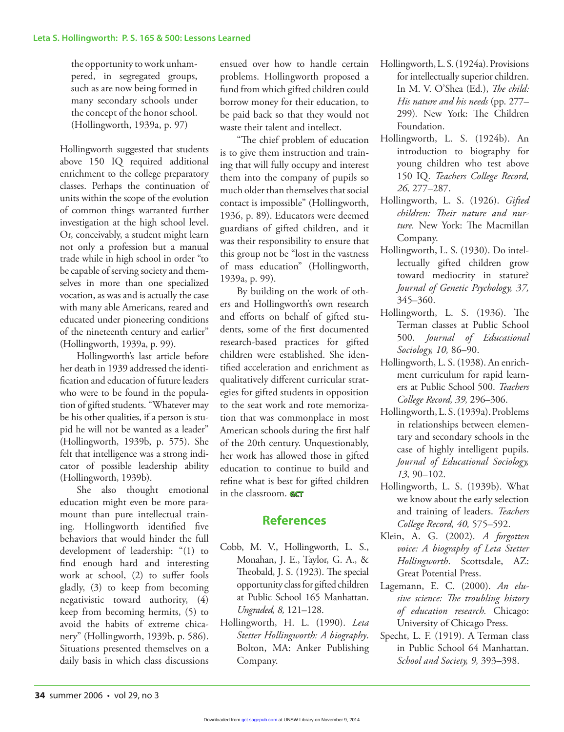the opportunity to work unhampered, in segregated groups, such as are now being formed in many secondary schools under the concept of the honor school. (Hollingworth, 1939a, p. 97)

Hollingworth suggested that students above 150 IQ required additional enrichment to the college preparatory classes. Perhaps the continuation of units within the scope of the evolution of common things warranted further investigation at the high school level. Or, conceivably, a student might learn not only a profession but a manual trade while in high school in order "to be capable of serving society and themselves in more than one specialized vocation, as was and is actually the case with many able Americans, reared and educated under pioneering conditions of the nineteenth century and earlier" (Hollingworth, 1939a, p. 99).

Hollingworth's last article before her death in 1939 addressed the identification and education of future leaders who were to be found in the population of gifted students. "Whatever may be his other qualities, if a person is stupid he will not be wanted as a leader" (Hollingworth, 1939b, p. 575). She felt that intelligence was a strong indicator of possible leadership ability (Hollingworth, 1939b).

She also thought emotional education might even be more paramount than pure intellectual training. Hollingworth identified five behaviors that would hinder the full development of leadership: "(1) to find enough hard and interesting work at school, (2) to suffer fools gladly, (3) to keep from becoming negativistic toward authority, (4) keep from becoming hermits, (5) to avoid the habits of extreme chicanery" (Hollingworth, 1939b, p. 586). Situations presented themselves on a daily basis in which class discussions ensued over how to handle certain problems. Hollingworth proposed a fund from which gifted children could borrow money for their education, to be paid back so that they would not waste their talent and intellect.

"The chief problem of education is to give them instruction and training that will fully occupy and interest them into the company of pupils so much older than themselves that social contact is impossible" (Hollingworth, 1936, p. 89). Educators were deemed guardians of gifted children, and it was their responsibility to ensure that this group not be "lost in the vastness of mass education" (Hollingworth, 1939a, p. 99).

By building on the work of others and Hollingworth's own research and efforts on behalf of gifted students, some of the first documented research-based practices for gifted children were established. She identified acceleration and enrichment as qualitatively different curricular strategies for gifted students in opposition to the seat work and rote memorization that was commonplace in most American schools during the first half of the 20th century. Unquestionably, her work has allowed those in gifted education to continue to build and refine what is best for gifted children in the classroom. GCT

## References

Cobb, M. V., Hollingworth, L. S., Monahan, J. E., Taylor, G. A., & Theobald, J. S. (1923). The special opportunity class for gifted children at Public School 165 Manhattan. *Ungraded, 8,* 121–128.

Hollingworth, H. L. (1990). *Leta Stetter Hollingworth: A biography*. Bolton, MA: Anker Publishing Company.

Hollingworth, L. S. (1924a). Provisions for intellectually superior children. In M. V. O'Shea (Ed.), *The child: His nature and his needs* (pp. 277–299). New York: The Children Foundation.

Hollingworth, L. S. (1924b). An introduction to biography for young children who test above 150 IQ. *Teachers College Record, 26,* 277–287.

Hollingworth, L. S. (1926). *Gifted children: Their nature and nurture.* New York: The Macmillan Company.

Hollingworth, L. S. (1930). Do intellectually gifted children grow toward mediocrity in stature? *Journal of Genetic Psychology, 37,* 345–360.

Hollingworth, L. S. (1936). The Terman classes at Public School 500. *Journal of Educational Sociology, 10,* 86–90.

Hollingworth, L. S. (1938). An enrichment curriculum for rapid learners at Public School 500. *Teachers College Record, 39,* 296–306.

Hollingworth, L. S. (1939a). Problems in relationships between elementary and secondary schools in the case of highly intelligent pupils. *Journal of Educational Sociology, 13,* 90–102.

Hollingworth, L. S. (1939b). What we know about the early selection and training of leaders. *Teachers College Record, 40,* 575–592.

Klein, A. G. (2002). *A forgotten voice: A biography of Leta Stetter Hollingworth*. Scottsdale, AZ: Great Potential Press.

Lagemann, E. C. (2000). *An elusive science: The troubling history of education research.* Chicago: University of Chicago Press.

Specht, L. F. (1919). A Terman class in Public School 64 Manhattan. *School and Society, 9,* 393–398.